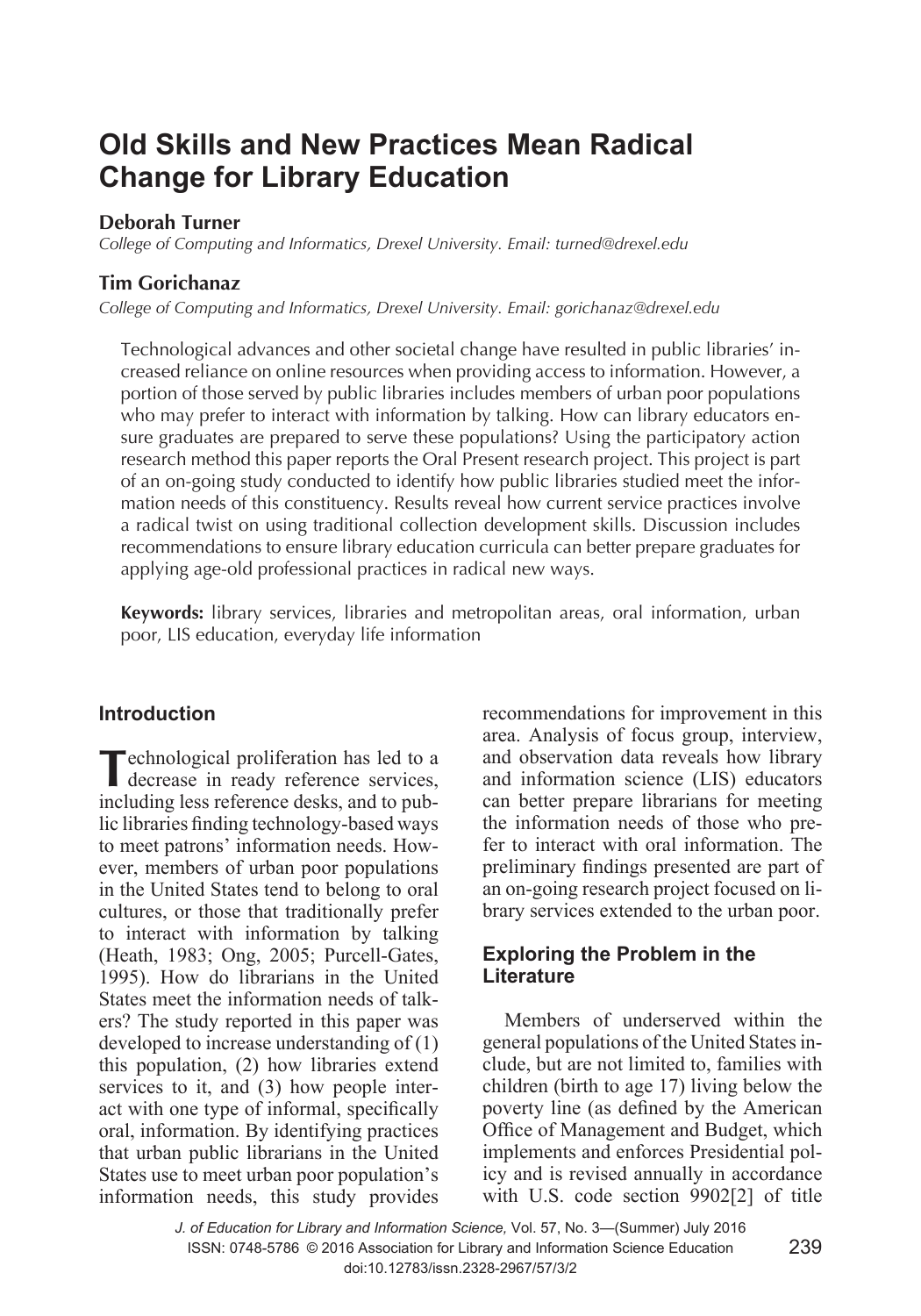# Old Skills and New Practices Mean Radical Change for Library Education

**Deborah Turner**

*College of Computing and Informatics, Drexel University. Email: turned@drexel.edu*

**Tim Gorichanaz**

*College of Computing and Informatics, Drexel University. Email: gorichanaz@drexel.edu*

Technological advances and other societal change have resulted in public libraries' increased reliance on online resources when providing access to information. However, a portion of those served by public libraries includes members of urban poor populations who may prefer to interact with information by talking. How can library educators ensure graduates are prepared to serve these populations? Using the participatory action research method this paper reports the Oral Present research project. This project is part of an on-going study conducted to identify how public libraries studied meet the information needs of this constituency. Results reveal how current service practices involve a radical twist on using traditional collection development skills. Discussion includes recommendations to ensure library education curricula can better prepare graduates for applying age-old professional practices in radical new ways.

**Keywords:** library services, libraries and metropolitan areas, oral information, urban poor, LIS education, everyday life information

## Introduction

Technological proliferation has led to a decrease in ready reference services, including less reference desks, and to public libraries finding technology-based ways to meet patrons' information needs. However, members of urban poor populations in the United States tend to belong to oral cultures, or those that traditionally prefer to interact with information by talking (Heath, 1983; Ong, 2005; Purcell-Gates, 1995). How do librarians in the United States meet the information needs of talkers? The study reported in this paper was developed to increase understanding of (1) this population, (2) how libraries extend services to it, and (3) how people interact with one type of informal, specifically oral, information. By identifying practices that urban public librarians in the United States use to meet urban poor population's information needs, this study provides recommendations for improvement in this area. Analysis of focus group, interview, and observation data reveals how library and information science (LIS) educators can better prepare librarians for meeting the information needs of those who prefer to interact with oral information. The preliminary findings presented are part of an on-going research project focused on library services extended to the urban poor.

## Exploring the Problem in the Literature

Members of underserved within the general populations of the United States include, but are not limited to, families with children (birth to age 17) living below the poverty line (as defined by the American Office of Management and Budget, which implements and enforces Presidential policy and is revised annually in accordance with U.S. code section 9902[2] of title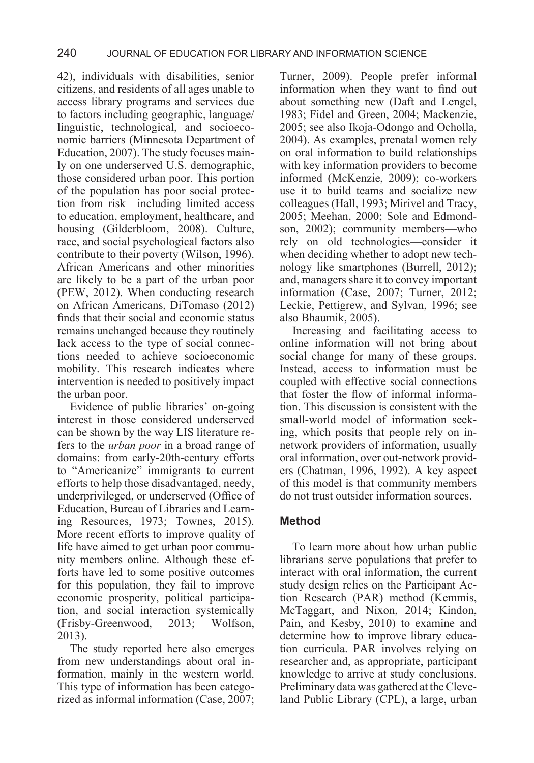42), individuals with disabilities, senior citizens, and residents of all ages unable to access library programs and services due to factors including geographic, language/linguistic, technological, and socioeconomic barriers (Minnesota Department of Education, 2007). The study focuses mainly on one underserved U.S. demographic, those considered urban poor. This portion of the population has poor social protection from risk—including limited access to education, employment, healthcare, and housing (Gilderbloom, 2008). Culture, race, and social psychological factors also contribute to their poverty (Wilson, 1996). African Americans and other minorities are likely to be a part of the urban poor (PEW, 2012). When conducting research on African Americans, DiTomaso (2012) finds that their social and economic status remains unchanged because they routinely lack access to the type of social connections needed to achieve socioeconomic mobility. This research indicates where intervention is needed to positively impact the urban poor.

Evidence of public libraries' on-going interest in those considered underserved can be shown by the way LIS literature refers to the *urban poor* in a broad range of domains: from early-20th-century efforts to "Americanize" immigrants to current efforts to help those disadvantaged, needy, underprivileged, or underserved (Office of Education, Bureau of Libraries and Learning Resources, 1973; Townes, 2015). More recent efforts to improve quality of life have aimed to get urban poor community members online. Although these efforts have led to some positive outcomes for this population, they fail to improve economic prosperity, political participation, and social interaction systemically (Frisby-Greenwood, 2013; Wolfson, 2013).

The study reported here also emerges from new understandings about oral information, mainly in the western world. This type of information has been categorized as informal information (Case, 2007; Turner, 2009). People prefer informal information when they want to find out about something new (Daft and Lengel, 1983; Fidel and Green, 2004; Mackenzie, 2005; see also Ikoja-Odongo and Ocholla, 2004). As examples, prenatal women rely on oral information to build relationships with key information providers to become informed (McKenzie, 2009); co-workers use it to build teams and socialize new colleagues (Hall, 1993; Mirivel and Tracy, 2005; Meehan, 2000; Sole and Edmondson, 2002); community members—who rely on old technologies—consider it when deciding whether to adopt new technology like smartphones (Burrell, 2012); and, managers share it to convey important information (Case, 2007; Turner, 2012; Leckie, Pettigrew, and Sylvan, 1996; see also Bhaumik, 2005).

Increasing and facilitating access to online information will not bring about social change for many of these groups. Instead, access to information must be coupled with effective social connections that foster the flow of informal information. This discussion is consistent with the small-world model of information seeking, which posits that people rely on in-network providers of information, usually oral information, over out-network providers (Chatman, 1996, 1992). A key aspect of this model is that community members do not trust outsider information sources.

## Method

To learn more about how urban public librarians serve populations that prefer to interact with oral information, the current study design relies on the Participant Action Research (PAR) method (Kemmis, McTaggart, and Nixon, 2014; Kindon, Pain, and Kesby, 2010) to examine and determine how to improve library education curricula. PAR involves relying on researcher and, as appropriate, participant knowledge to arrive at study conclusions. Preliminary data was gathered at the Cleveland Public Library (CPL), a large, urban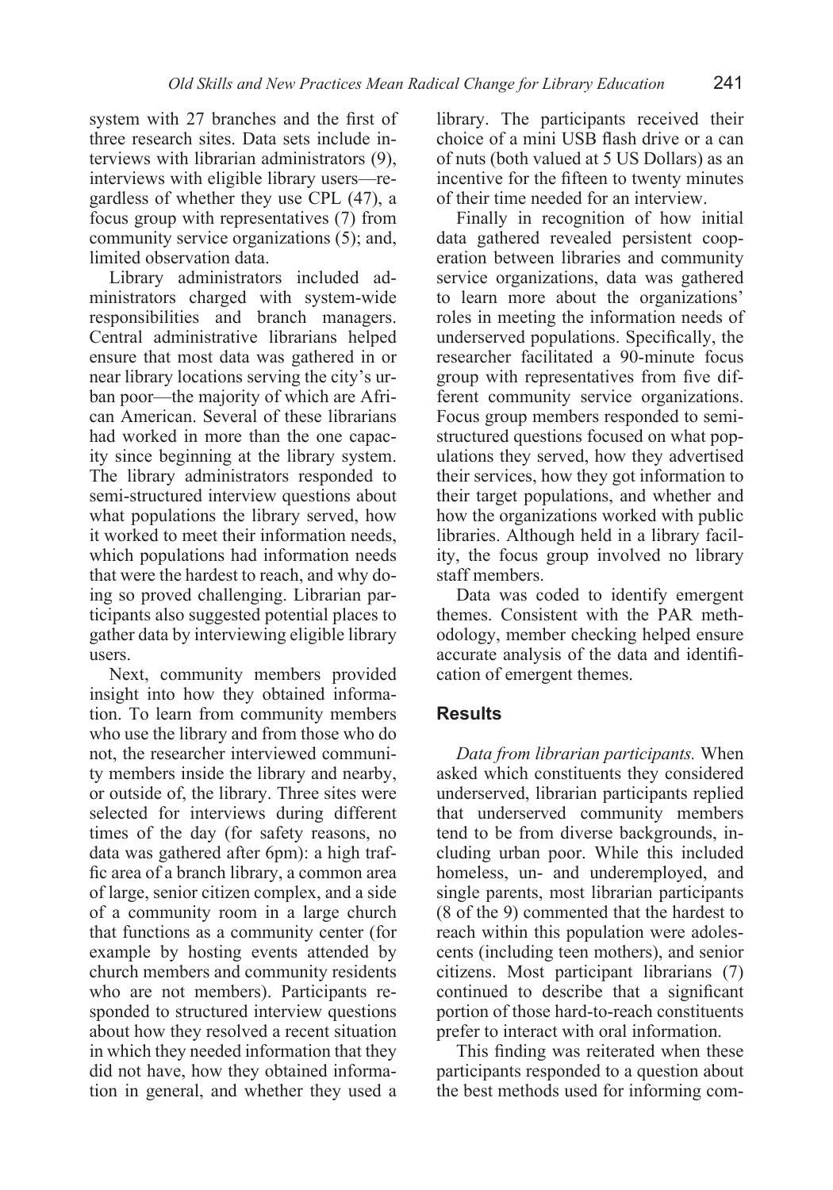system with 27 branches and the first of three research sites. Data sets include interviews with librarian administrators (9), interviews with eligible library users—regardless of whether they use CPL (47), a focus group with representatives (7) from community service organizations (5); and, limited observation data.

Library administrators included administrators charged with system-wide responsibilities and branch managers. Central administrative librarians helped ensure that most data was gathered in or near library locations serving the city's urban poor—the majority of which are African American. Several of these librarians had worked in more than the one capacity since beginning at the library system. The library administrators responded to semi-structured interview questions about what populations the library served, how it worked to meet their information needs, which populations had information needs that were the hardest to reach, and why doing so proved challenging. Librarian participants also suggested potential places to gather data by interviewing eligible library users.

Next, community members provided insight into how they obtained information. To learn from community members who use the library and from those who do not, the researcher interviewed community members inside the library and nearby, or outside of, the library. Three sites were selected for interviews during different times of the day (for safety reasons, no data was gathered after 6pm): a high traffic area of a branch library, a common area of large, senior citizen complex, and a side of a community room in a large church that functions as a community center (for example by hosting events attended by church members and community residents who are not members). Participants responded to structured interview questions about how they resolved a recent situation in which they needed information that they did not have, how they obtained information in general, and whether they used a library. The participants received their choice of a mini USB flash drive or a can of nuts (both valued at 5 US Dollars) as an incentive for the fifteen to twenty minutes of their time needed for an interview.

Finally in recognition of how initial data gathered revealed persistent cooperation between libraries and community service organizations, data was gathered to learn more about the organizations' roles in meeting the information needs of underserved populations. Specifically, the researcher facilitated a 90-minute focus group with representatives from five different community service organizations. Focus group members responded to semi-structured questions focused on what populations they served, how they advertised their services, how they got information to their target populations, and whether and how the organizations worked with public libraries. Although held in a library facility, the focus group involved no library staff members.

Data was coded to identify emergent themes. Consistent with the PAR methodology, member checking helped ensure accurate analysis of the data and identification of emergent themes.

## Results

*Data from librarian participants.* When asked which constituents they considered underserved, librarian participants replied that underserved community members tend to be from diverse backgrounds, including urban poor. While this included homeless, un- and underemployed, and single parents, most librarian participants (8 of the 9) commented that the hardest to reach within this population were adolescents (including teen mothers), and senior citizens. Most participant librarians (7) continued to describe that a significant portion of those hard-to-reach constituents prefer to interact with oral information.

This finding was reiterated when these participants responded to a question about the best methods used for informing com-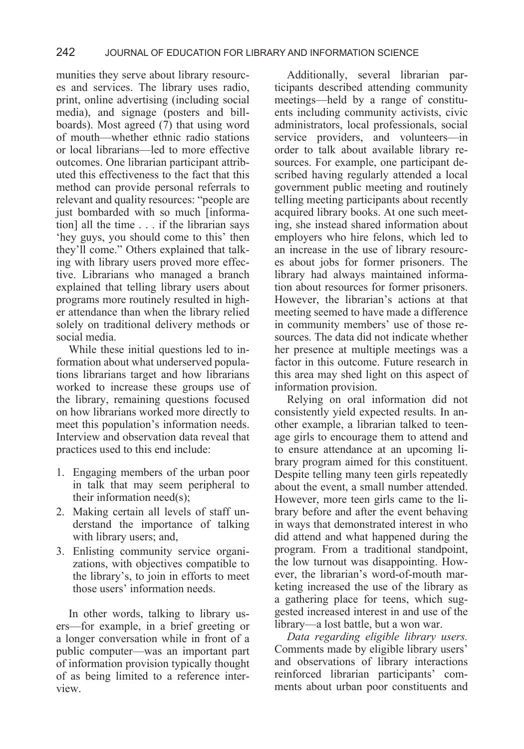munities they serve about library resources and services. The library uses radio, print, online advertising (including social media), and signage (posters and billboards). Most agreed (7) that using word of mouth—whether ethnic radio stations or local librarians—led to more effective outcomes. One librarian participant attributed this effectiveness to the fact that this method can provide personal referrals to relevant and quality resources: "people are just bombarded with so much [information] all the time . . . if the librarian says 'hey guys, you should come to this' then they'll come." Others explained that talking with library users proved more effective. Librarians who managed a branch explained that telling library users about programs more routinely resulted in higher attendance than when the library relied solely on traditional delivery methods or social media.

While these initial questions led to information about what underserved populations librarians target and how librarians worked to increase these groups use of the library, remaining questions focused on how librarians worked more directly to meet this population's information needs. Interview and observation data reveal that practices used to this end include:

1. Engaging members of the urban poor in talk that may seem peripheral to their information need(s);
2. Making certain all levels of staff understand the importance of talking with library users; and,
3. Enlisting community service organizations, with objectives compatible to the library's, to join in efforts to meet those users' information needs.

In other words, talking to library users—for example, in a brief greeting or a longer conversation while in front of a public computer—was an important part of information provision typically thought of as being limited to a reference interview.

Additionally, several librarian participants described attending community meetings—held by a range of constituents including community activists, civic administrators, local professionals, social service providers, and volunteers—in order to talk about available library resources. For example, one participant described having regularly attended a local government public meeting and routinely telling meeting participants about recently acquired library books. At one such meeting, she instead shared information about employers who hire felons, which led to an increase in the use of library resources about jobs for former prisoners. The library had always maintained information about resources for former prisoners. However, the librarian's actions at that meeting seemed to have made a difference in community members' use of those resources. The data did not indicate whether her presence at multiple meetings was a factor in this outcome. Future research in this area may shed light on this aspect of information provision.

Relying on oral information did not consistently yield expected results. In another example, a librarian talked to teenage girls to encourage them to attend and to ensure attendance at an upcoming library program aimed for this constituent. Despite telling many teen girls repeatedly about the event, a small number attended. However, more teen girls came to the library before and after the event behaving in ways that demonstrated interest in who did attend and what happened during the program. From a traditional standpoint, the low turnout was disappointing. However, the librarian's word-of-mouth marketing increased the use of the library as a gathering place for teens, which suggested increased interest in and use of the library—a lost battle, but a won war.

*Data regarding eligible library users.* Comments made by eligible library users' and observations of library interactions reinforced librarian participants' comments about urban poor constituents and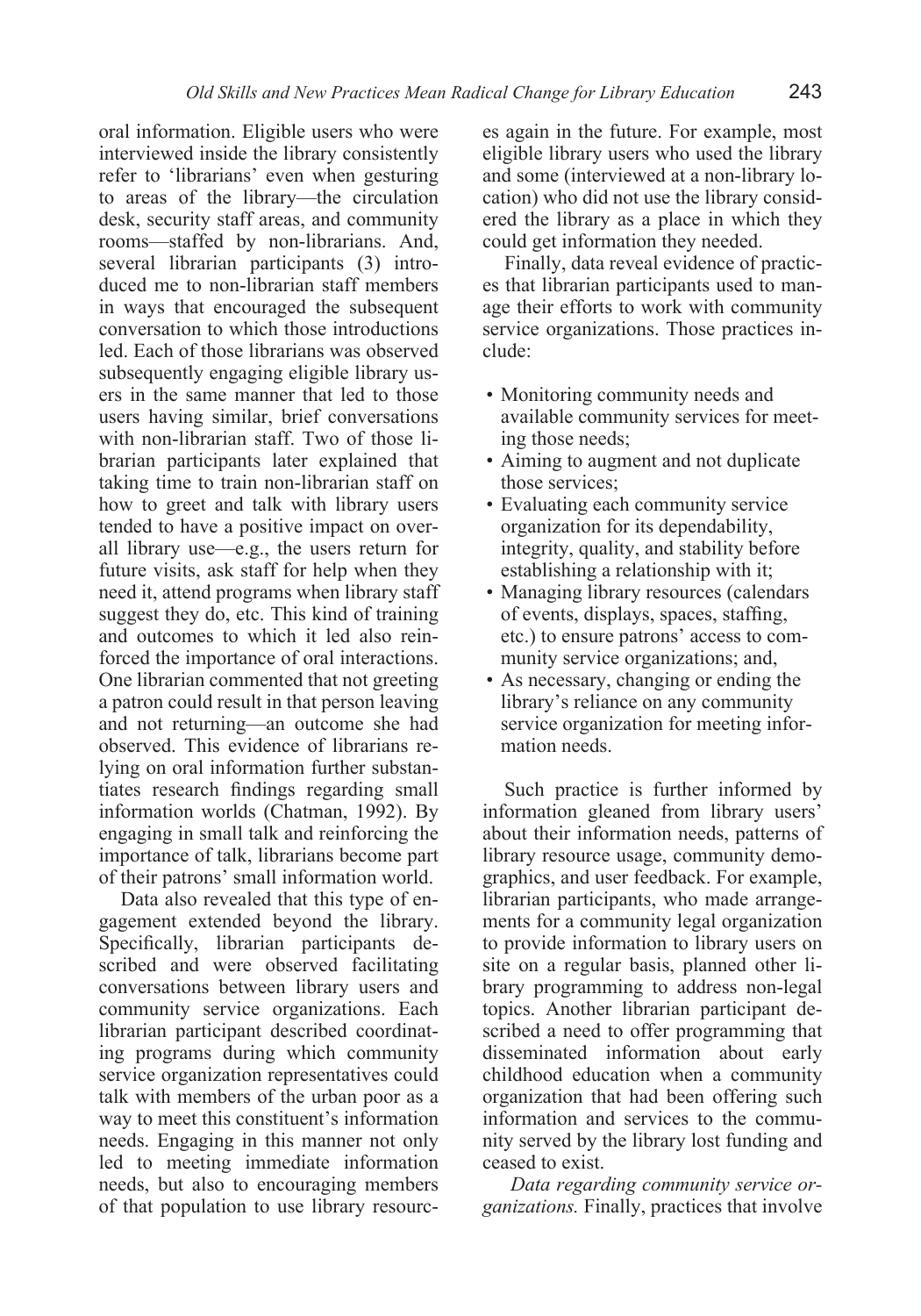oral information. Eligible users who were interviewed inside the library consistently refer to 'librarians' even when gesturing to areas of the library—the circulation desk, security staff areas, and community rooms—staffed by non-librarians. And, several librarian participants (3) introduced me to non-librarian staff members in ways that encouraged the subsequent conversation to which those introductions led. Each of those librarians was observed subsequently engaging eligible library users in the same manner that led to those users having similar, brief conversations with non-librarian staff. Two of those librarian participants later explained that taking time to train non-librarian staff on how to greet and talk with library users tended to have a positive impact on overall library use—e.g., the users return for future visits, ask staff for help when they need it, attend programs when library staff suggest they do, etc. This kind of training and outcomes to which it led also reinforced the importance of oral interactions. One librarian commented that not greeting a patron could result in that person leaving and not returning—an outcome she had observed. This evidence of librarians relying on oral information further substantiates research findings regarding small information worlds (Chatman, 1992). By engaging in small talk and reinforcing the importance of talk, librarians become part of their patrons' small information world.

Data also revealed that this type of engagement extended beyond the library. Specifically, librarian participants described and were observed facilitating conversations between library users and community service organizations. Each librarian participant described coordinating programs during which community service organization representatives could talk with members of the urban poor as a way to meet this constituent's information needs. Engaging in this manner not only led to meeting immediate information needs, but also to encouraging members of that population to use library resources again in the future. For example, most eligible library users who used the library and some (interviewed at a non-library location) who did not use the library considered the library as a place in which they could get information they needed.

Finally, data reveal evidence of practices that librarian participants used to manage their efforts to work with community service organizations. Those practices include:

- Monitoring community needs and available community services for meeting those needs;
- Aiming to augment and not duplicate those services;
- Evaluating each community service organization for its dependability, integrity, quality, and stability before establishing a relationship with it;
- Managing library resources (calendars of events, displays, spaces, staffing, etc.) to ensure patrons' access to community service organizations; and,
- As necessary, changing or ending the library's reliance on any community service organization for meeting information needs.

Such practice is further informed by information gleaned from library users' about their information needs, patterns of library resource usage, community demographics, and user feedback. For example, librarian participants, who made arrangements for a community legal organization to provide information to library users on site on a regular basis, planned other library programming to address non-legal topics. Another librarian participant described a need to offer programming that disseminated information about early childhood education when a community organization that had been offering such information and services to the community served by the library lost funding and ceased to exist.

*Data regarding community service organizations.* Finally, practices that involve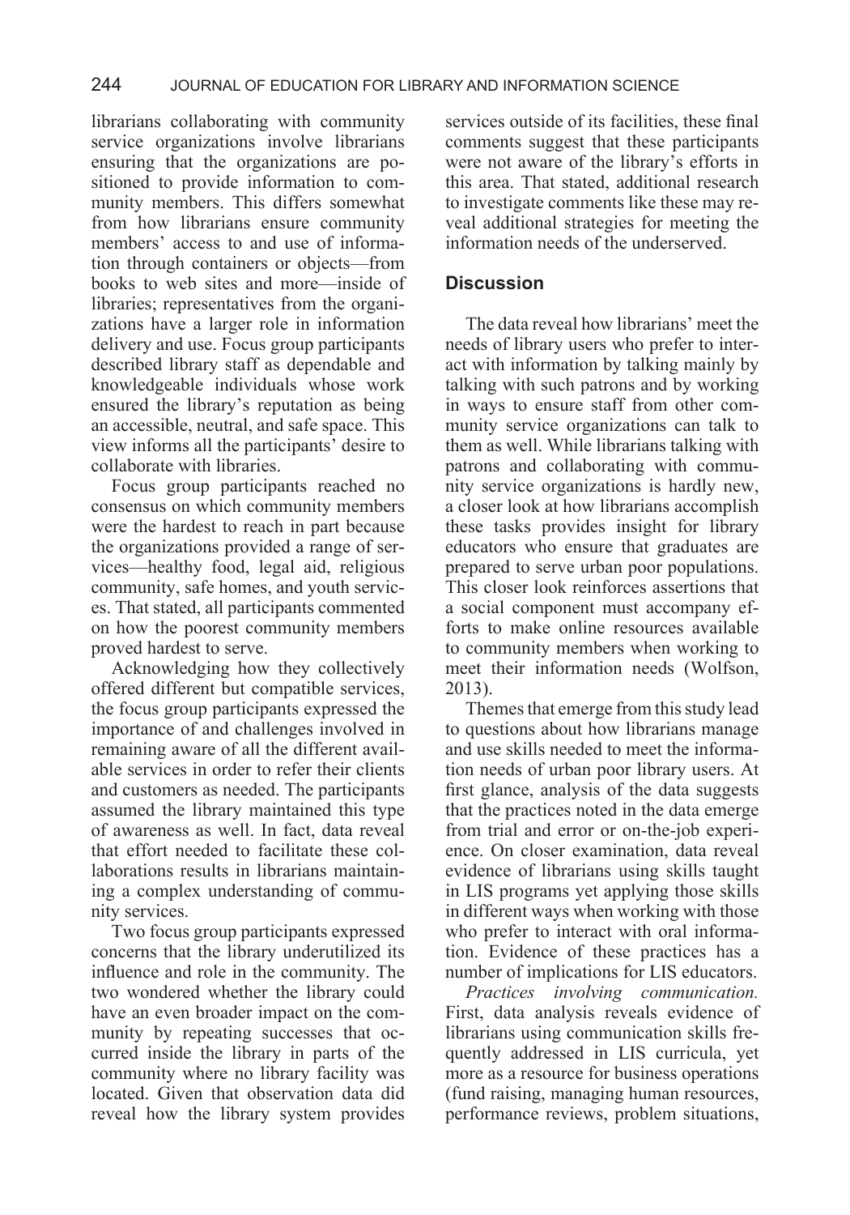librarians collaborating with community service organizations involve librarians ensuring that the organizations are positioned to provide information to community members. This differs somewhat from how librarians ensure community members' access to and use of information through containers or objects—from books to web sites and more—inside of libraries; representatives from the organizations have a larger role in information delivery and use. Focus group participants described library staff as dependable and knowledgeable individuals whose work ensured the library's reputation as being an accessible, neutral, and safe space. This view informs all the participants' desire to collaborate with libraries.

Focus group participants reached no consensus on which community members were the hardest to reach in part because the organizations provided a range of services—healthy food, legal aid, religious community, safe homes, and youth services. That stated, all participants commented on how the poorest community members proved hardest to serve.

Acknowledging how they collectively offered different but compatible services, the focus group participants expressed the importance of and challenges involved in remaining aware of all the different available services in order to refer their clients and customers as needed. The participants assumed the library maintained this type of awareness as well. In fact, data reveal that effort needed to facilitate these collaborations results in librarians maintaining a complex understanding of community services.

Two focus group participants expressed concerns that the library underutilized its influence and role in the community. The two wondered whether the library could have an even broader impact on the community by repeating successes that occurred inside the library in parts of the community where no library facility was located. Given that observation data did reveal how the library system provides services outside of its facilities, these final comments suggest that these participants were not aware of the library's efforts in this area. That stated, additional research to investigate comments like these may reveal additional strategies for meeting the information needs of the underserved.

## Discussion

The data reveal how librarians' meet the needs of library users who prefer to interact with information by talking mainly by talking with such patrons and by working in ways to ensure staff from other community service organizations can talk to them as well. While librarians talking with patrons and collaborating with community service organizations is hardly new, a closer look at how librarians accomplish these tasks provides insight for library educators who ensure that graduates are prepared to serve urban poor populations. This closer look reinforces assertions that a social component must accompany efforts to make online resources available to community members when working to meet their information needs (Wolfson, 2013).

Themes that emerge from this study lead to questions about how librarians manage and use skills needed to meet the information needs of urban poor library users. At first glance, analysis of the data suggests that the practices noted in the data emerge from trial and error or on-the-job experience. On closer examination, data reveal evidence of librarians using skills taught in LIS programs yet applying those skills in different ways when working with those who prefer to interact with oral information. Evidence of these practices has a number of implications for LIS educators.

*Practices involving communication.* First, data analysis reveals evidence of librarians using communication skills frequently addressed in LIS curricula, yet more as a resource for business operations (fund raising, managing human resources, performance reviews, problem situations,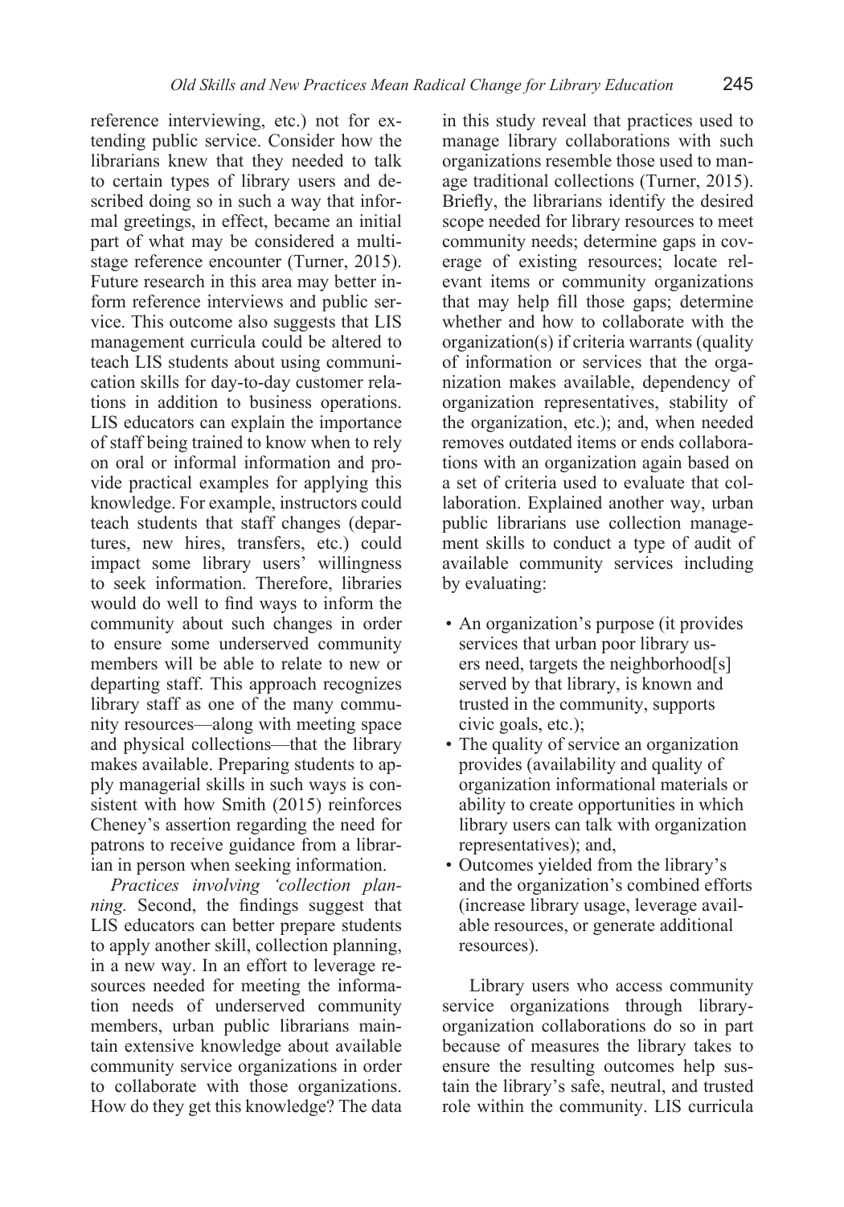reference interviewing, etc.) not for extending public service. Consider how the librarians knew that they needed to talk to certain types of library users and described doing so in such a way that informal greetings, in effect, became an initial part of what may be considered a multistage reference encounter (Turner, 2015). Future research in this area may better inform reference interviews and public service. This outcome also suggests that LIS management curricula could be altered to teach LIS students about using communication skills for day-to-day customer relations in addition to business operations. LIS educators can explain the importance of staff being trained to know when to rely on oral or informal information and provide practical examples for applying this knowledge. For example, instructors could teach students that staff changes (departures, new hires, transfers, etc.) could impact some library users' willingness to seek information. Therefore, libraries would do well to find ways to inform the community about such changes in order to ensure some underserved community members will be able to relate to new or departing staff. This approach recognizes library staff as one of the many community resources—along with meeting space and physical collections—that the library makes available. Preparing students to apply managerial skills in such ways is consistent with how Smith (2015) reinforces Cheney's assertion regarding the need for patrons to receive guidance from a librarian in person when seeking information.

*Practices involving 'collection planning.* Second, the findings suggest that LIS educators can better prepare students to apply another skill, collection planning, in a new way. In an effort to leverage resources needed for meeting the information needs of underserved community members, urban public librarians maintain extensive knowledge about available community service organizations in order to collaborate with those organizations. How do they get this knowledge? The data in this study reveal that practices used to manage library collaborations with such organizations resemble those used to manage traditional collections (Turner, 2015). Briefly, the librarians identify the desired scope needed for library resources to meet community needs; determine gaps in coverage of existing resources; locate relevant items or community organizations that may help fill those gaps; determine whether and how to collaborate with the organization(s) if criteria warrants (quality of information or services that the organization makes available, dependency of organization representatives, stability of the organization, etc.); and, when needed removes outdated items or ends collaborations with an organization again based on a set of criteria used to evaluate that collaboration. Explained another way, urban public librarians use collection management skills to conduct a type of audit of available community services including by evaluating:

- An organization's purpose (it provides services that urban poor library users need, targets the neighborhood[s] served by that library, is known and trusted in the community, supports civic goals, etc.);
- The quality of service an organization provides (availability and quality of organization informational materials or ability to create opportunities in which library users can talk with organization representatives); and,
- Outcomes yielded from the library's and the organization's combined efforts (increase library usage, leverage available resources, or generate additional resources).

Library users who access community service organizations through library-organization collaborations do so in part because of measures the library takes to ensure the resulting outcomes help sustain the library's safe, neutral, and trusted role within the community. LIS curricula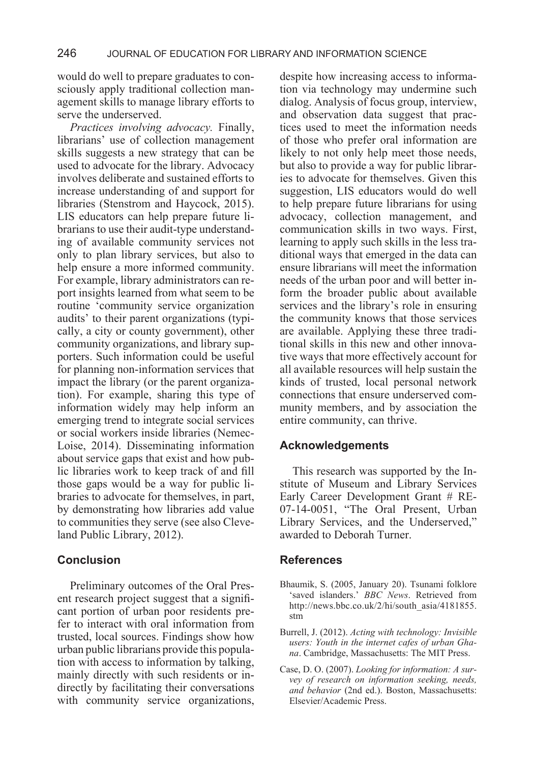would do well to prepare graduates to consciously apply traditional collection management skills to manage library efforts to serve the underserved.

*Practices involving advocacy.* Finally, librarians' use of collection management skills suggests a new strategy that can be used to advocate for the library. Advocacy involves deliberate and sustained efforts to increase understanding of and support for libraries (Stenstrom and Haycock, 2015). LIS educators can help prepare future librarians to use their audit-type understanding of available community services not only to plan library services, but also to help ensure a more informed community. For example, library administrators can report insights learned from what seem to be routine 'community service organization audits' to their parent organizations (typically, a city or county government), other community organizations, and library supporters. Such information could be useful for planning non-information services that impact the library (or the parent organization). For example, sharing this type of information widely may help inform an emerging trend to integrate social services or social workers inside libraries (Nemec-Loise, 2014). Disseminating information about service gaps that exist and how public libraries work to keep track of and fill those gaps would be a way for public libraries to advocate for themselves, in part, by demonstrating how libraries add value to communities they serve (see also Cleveland Public Library, 2012).

## Conclusion

Preliminary outcomes of the Oral Present research project suggest that a significant portion of urban poor residents prefer to interact with oral information from trusted, local sources. Findings show how urban public librarians provide this population with access to information by talking, mainly directly with such residents or indirectly by facilitating their conversations with community service organizations, despite how increasing access to information via technology may undermine such dialog. Analysis of focus group, interview, and observation data suggest that practices used to meet the information needs of those who prefer oral information are likely to not only help meet those needs, but also to provide a way for public libraries to advocate for themselves. Given this suggestion, LIS educators would do well to help prepare future librarians for using advocacy, collection management, and communication skills in two ways. First, learning to apply such skills in the less traditional ways that emerged in the data can ensure librarians will meet the information needs of the urban poor and will better inform the broader public about available services and the library's role in ensuring the community knows that those services are available. Applying these three traditional skills in this new and other innovative ways that more effectively account for all available resources will help sustain the kinds of trusted, local personal network connections that ensure underserved community members, and by association the entire community, can thrive.

## Acknowledgements

This research was supported by the Institute of Museum and Library Services Early Career Development Grant # RE-07-14-0051, "The Oral Present, Urban Library Services, and the Underserved," awarded to Deborah Turner.

## References

Bhaumik, S. (2005, January 20). Tsunami folklore 'saved islanders.' *BBC News*. Retrieved from http://news.bbc.co.uk/2/hi/south_asia/4181855.stm

Burrell, J. (2012). *Acting with technology: Invisible users: Youth in the internet cafes of urban Ghana*. Cambridge, Massachusetts: The MIT Press.

Case, D. O. (2007). *Looking for information: A survey of research on information seeking, needs, and behavior* (2nd ed.). Boston, Massachusetts: Elsevier/Academic Press.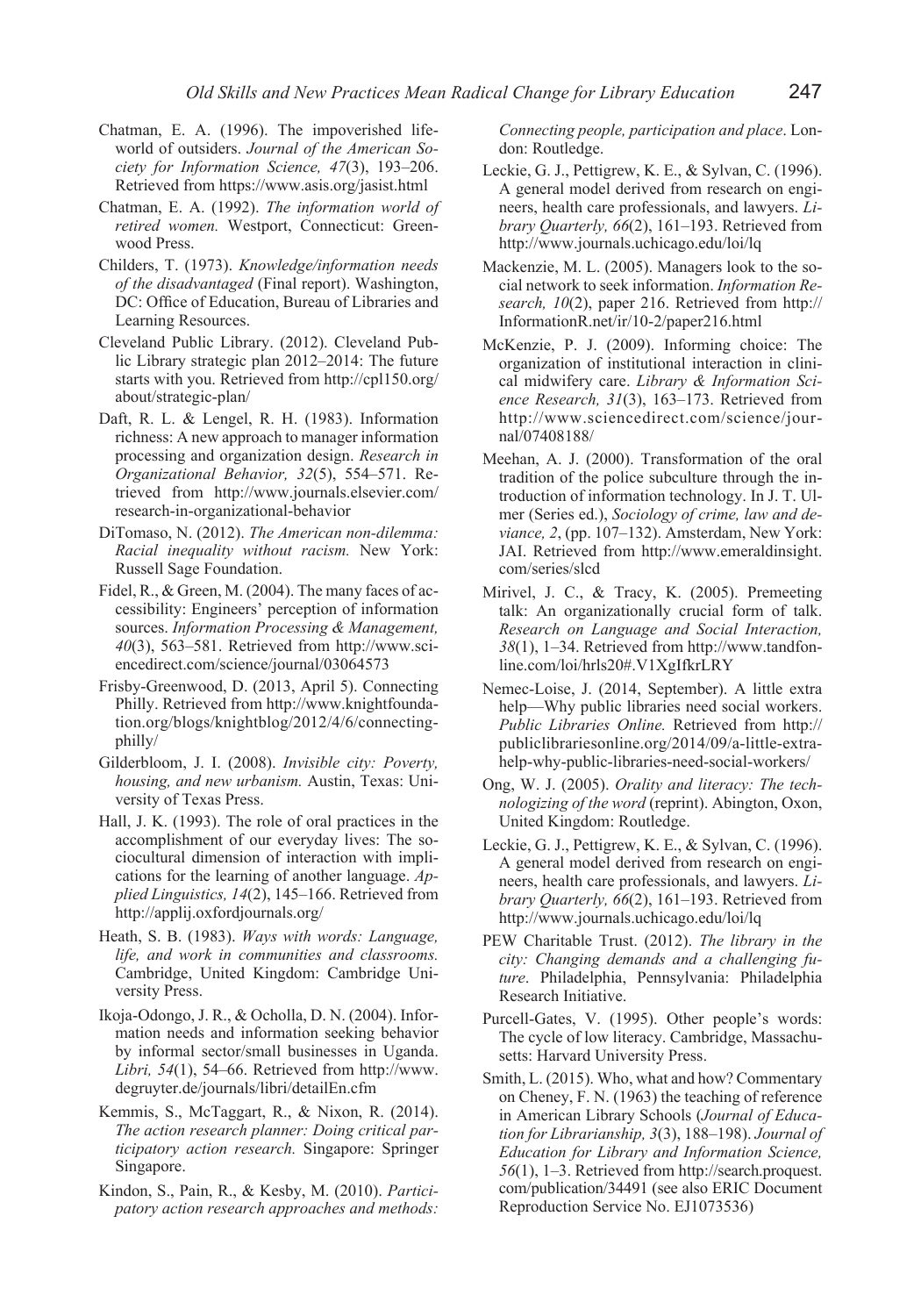Chatman, E. A. (1996). The impoverished life-world of outsiders. *Journal of the American Society for Information Science, 47*(3), 193–206. Retrieved from https://www.asis.org/jasist.html

Chatman, E. A. (1992). *The information world of retired women.* Westport, Connecticut: Greenwood Press.

Childers, T. (1973). *Knowledge/information needs of the disadvantaged* (Final report). Washington, DC: Office of Education, Bureau of Libraries and Learning Resources.

Cleveland Public Library. (2012). Cleveland Public Library strategic plan 2012–2014: The future starts with you. Retrieved from http://cpl150.org/about/strategic-plan/

Daft, R. L. & Lengel, R. H. (1983). Information richness: A new approach to manager information processing and organization design. *Research in Organizational Behavior, 32*(5), 554–571. Retrieved from http://www.journals.elsevier.com/research-in-organizational-behavior

DiTomaso, N. (2012). *The American non-dilemma: Racial inequality without racism.* New York: Russell Sage Foundation.

Fidel, R., & Green, M. (2004). The many faces of accessibility: Engineers' perception of information sources. *Information Processing & Management, 40*(3), 563–581. Retrieved from http://www.sciencedirect.com/science/journal/03064573

Frisby-Greenwood, D. (2013, April 5). Connecting Philly. Retrieved from http://www.knightfoundation.org/blogs/knightblog/2012/4/6/connecting-philly/

Gilderbloom, J. I. (2008). *Invisible city: Poverty, housing, and new urbanism.* Austin, Texas: University of Texas Press.

Hall, J. K. (1993). The role of oral practices in the accomplishment of our everyday lives: The sociocultural dimension of interaction with implications for the learning of another language. *Applied Linguistics, 14*(2), 145–166. Retrieved from http://applij.oxfordjournals.org/

Heath, S. B. (1983). *Ways with words: Language, life, and work in communities and classrooms.* Cambridge, United Kingdom: Cambridge University Press.

Ikoja-Odongo, J. R., & Ocholla, D. N. (2004). Information needs and information seeking behavior by informal sector/small businesses in Uganda. *Libri, 54*(1), 54–66. Retrieved from http://www.degruyter.de/journals/libri/detailEn.cfm

Kemmis, S., McTaggart, R., & Nixon, R. (2014). *The action research planner: Doing critical participatory action research.* Singapore: Springer Singapore.

Kindon, S., Pain, R., & Kesby, M. (2010). *Participatory action research approaches and methods: Connecting people, participation and place*. London: Routledge.

Leckie, G. J., Pettigrew, K. E., & Sylvan, C. (1996). A general model derived from research on engineers, health care professionals, and lawyers. *Library Quarterly, 66*(2), 161–193. Retrieved from http://www.journals.uchicago.edu/loi/lq

Mackenzie, M. L. (2005). Managers look to the social network to seek information. *Information Research, 10*(2), paper 216. Retrieved from http://InformationR.net/ir/10-2/paper216.html

McKenzie, P. J. (2009). Informing choice: The organization of institutional interaction in clinical midwifery care. *Library & Information Science Research, 31*(3), 163–173. Retrieved from http://www.sciencedirect.com/science/journal/07408188/

Meehan, A. J. (2000). Transformation of the oral tradition of the police subculture through the introduction of information technology. In J. T. Ulmer (Series ed.), *Sociology of crime, law and deviance, 2*, (pp. 107–132). Amsterdam, New York: JAI. Retrieved from http://www.emeraldinsight.com/series/slcd

Mirivel, J. C., & Tracy, K. (2005). Premeeting talk: An organizationally crucial form of talk. *Research on Language and Social Interaction, 38*(1), 1–34. Retrieved from http://www.tandfonline.com/loi/hrls20#.V1XgIfkrLRY

Nemec-Loise, J. (2014, September). A little extra help—Why public libraries need social workers. *Public Libraries Online.* Retrieved from http://publiclibrariesonline.org/2014/09/a-little-extra-help-why-public-libraries-need-social-workers/

Ong, W. J. (2005). *Orality and literacy: The technologizing of the word* (reprint). Abington, Oxon, United Kingdom: Routledge.

Leckie, G. J., Pettigrew, K. E., & Sylvan, C. (1996). A general model derived from research on engineers, health care professionals, and lawyers. *Library Quarterly, 66*(2), 161–193. Retrieved from http://www.journals.uchicago.edu/loi/lq

PEW Charitable Trust. (2012). *The library in the city: Changing demands and a challenging future*. Philadelphia, Pennsylvania: Philadelphia Research Initiative.

Purcell-Gates, V. (1995). Other people's words: The cycle of low literacy. Cambridge, Massachusetts: Harvard University Press.

Smith, L. (2015). Who, what and how? Commentary on Cheney, F. N. (1963) the teaching of reference in American Library Schools (*Journal of Education for Librarianship, 3*(3), 188–198). *Journal of Education for Library and Information Science, 56*(1), 1–3. Retrieved from http://search.proquest.com/publication/34491 (see also ERIC Document Reproduction Service No. EJ1073536)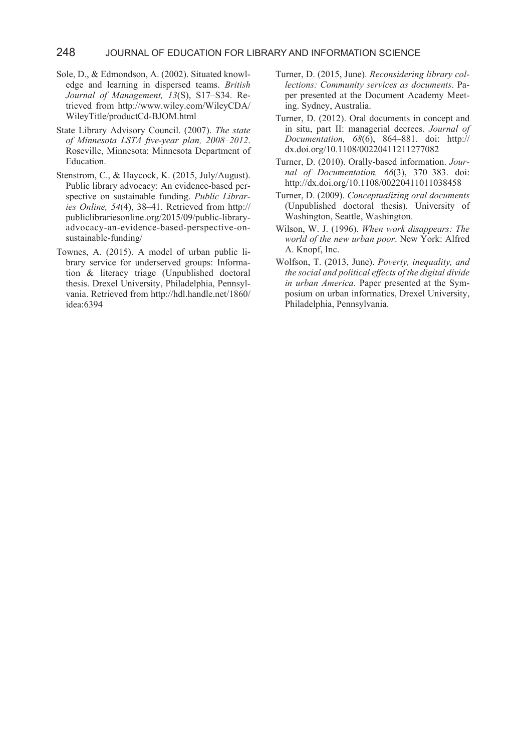Sole, D., & Edmondson, A. (2002). Situated knowledge and learning in dispersed teams. *British Journal of Management, 13*(S), S17–S34. Retrieved from http://www.wiley.com/WileyCDA/WileyTitle/productCd-BJOM.html

State Library Advisory Council. (2007). *The state of Minnesota LSTA five-year plan, 2008–2012*. Roseville, Minnesota: Minnesota Department of Education.

Stenstrom, C., & Haycock, K. (2015, July/August). Public library advocacy: An evidence-based perspective on sustainable funding. *Public Libraries Online, 54*(4), 38–41. Retrieved from http://publiclibrariesonline.org/2015/09/public-library-advocacy-an-evidence-based-perspective-on-sustainable-funding/

Townes, A. (2015). A model of urban public library service for underserved groups: Information & literacy triage (Unpublished doctoral thesis. Drexel University, Philadelphia, Pennsylvania. Retrieved from http://hdl.handle.net/1860/idea:6394

Turner, D. (2015, June). *Reconsidering library collections: Community services as documents*. Paper presented at the Document Academy Meeting. Sydney, Australia.

Turner, D. (2012). Oral documents in concept and in situ, part II: managerial decrees. *Journal of Documentation, 68*(6), 864–881. doi: http://dx.doi.org/10.1108/00220411211277082

Turner, D. (2010). Orally-based information. *Journal of Documentation, 66*(3), 370–383. doi: http://dx.doi.org/10.1108/00220411011038458

Turner, D. (2009). *Conceptualizing oral documents* (Unpublished doctoral thesis). University of Washington, Seattle, Washington.

Wilson, W. J. (1996). *When work disappears: The world of the new urban poor*. New York: Alfred A. Knopf, Inc.

Wolfson, T. (2013, June). *Poverty, inequality, and the social and political effects of the digital divide in urban America*. Paper presented at the Symposium on urban informatics, Drexel University, Philadelphia, Pennsylvania.